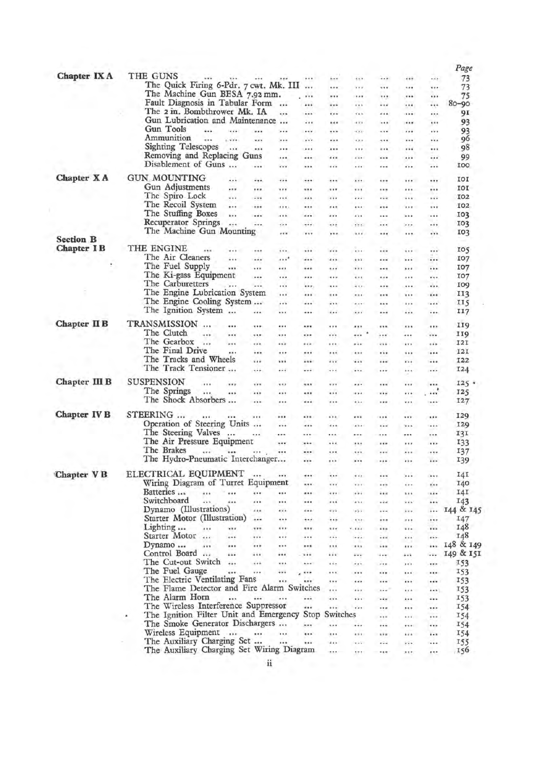| | | Page |
|---|---|---|
| **Chapter IX A** | THE GUNS | 73 |
| | The Quick Firing 6-Pdr. 7 cwt. Mk. III | 73 |
| | The Machine Gun BESA 7.92 mm. | 75 |
| | Fault Diagnosis in Tabular Form | 80–90 |
| | The 2 in. Bombthrower Mk. IA | 91 |
| | Gun Lubrication and Maintenance | 93 |
| | Gun Tools | 93 |
| | Ammunition | 96 |
| | Sighting Telescopes | 98 |
| | Removing and Replacing Guns | 99 |
| | Disablement of Guns | 100 |
| **Chapter X A** | GUN MOUNTING | 101 |
| | Gun Adjustments | 101 |
| | The Spiro Lock | 102 |
| | The Recoil System | 102 |
| | The Stuffing Boxes | 103 |
| | Recuperator Springs | 103 |
| | The Machine Gun Mounting | 103 |
| **Section B** | | |
| **Chapter I B** | THE ENGINE | 105 |
| | The Air Cleaners | 107 |
| | The Fuel Supply | 107 |
| | The Ki-gass Equipment | 107 |
| | The Carburetters | 109 |
| | The Engine Lubrication System | 113 |
| | The Engine Cooling System | 115 |
| | The Ignition System | 117 |
| **Chapter II B** | TRANSMISSION | 119 |
| | The Clutch | 119 |
| | The Gearbox | 121 |
| | The Final Drive | 121 |
| | The Tracks and Wheels | 122 |
| | The Track Tensioner | 124 |
| **Chapter III B** | SUSPENSION | 125 |
| | The Springs | 125 |
| | The Shock Absorbers | 127 |
| **Chapter IV B** | STEERING | 129 |
| | Operation of Steering Units | 129 |
| | The Steering Valves | 131 |
| | The Air Pressure Equipment | 133 |
| | The Brakes | 137 |
| | The Hydro-Pneumatic Interchanger | 139 |
| **Chapter V B** | ELECTRICAL EQUIPMENT | 141 |
| | Wiring Diagram of Turret Equipment | 140 |
| | Batteries | 141 |
| | Switchboard | 143 |
| | Dynamo (Illustrations) | 144 & 145 |
| | Starter Motor (Illustration) | 147 |
| | Lighting | 148 |
| | Starter Motor | 148 |
| | Dynamo | 148 & 149 |
| | Control Board | 149 & 151 |
| | The Cut-out Switch | 153 |
| | The Fuel Gauge | 153 |
| | The Electric Ventilating Fans | 153 |
| | The Flame Detector and Fire Alarm Switches | 153 |
| | The Alarm Horn | 153 |
| | The Wireless Interference Suppressor | 154 |
| | The Ignition Filter Unit and Emergency Stop Switches | 154 |
| | The Smoke Generator Dischargers | 154 |
| | Wireless Equipment | 154 |
| | The Auxiliary Charging Set | 155 |
| | The Auxiliary Charging Set Wiring Diagram | 156 |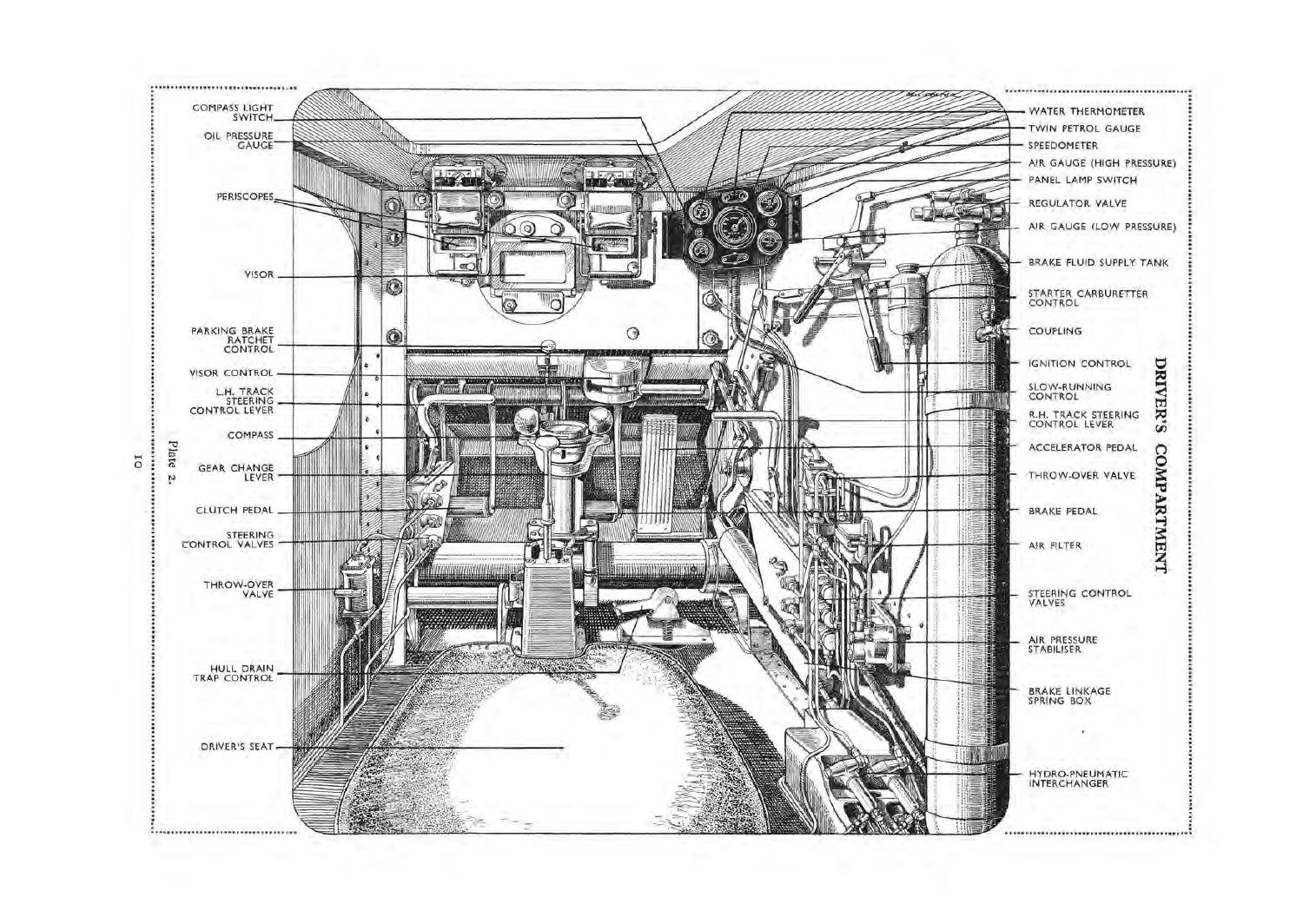# DRIVER'S COMPARTMENT

COMPASS LIGHT SWITCH
OIL PRESSURE GAUGE
PERISCOPES
VISOR
PARKING BRAKE RATCHET CONTROL
VISOR CONTROL
L.H. TRACK STEERING CONTROL LEVER
COMPASS
GEAR CHANGE LEVER
CLUTCH PEDAL
STEERING CONTROL VALVES
THROW-OVER VALVE
HULL DRAIN TRAP CONTROL
DRIVER'S SEAT

WATER THERMOMETER
TWIN PETROL GAUGE
SPEEDOMETER
AIR GAUGE (HIGH PRESSURE)
PANEL LAMP SWITCH
REGULATOR VALVE
AIR GAUGE (LOW PRESSURE)
BRAKE FLUID SUPPLY TANK
STARTER CARBURETTER CONTROL
COUPLING
IGNITION CONTROL
SLOW-RUNNING CONTROL
R.H. TRACK STEERING CONTROL LEVER
ACCELERATOR PEDAL
THROW-OVER VALVE
BRAKE PEDAL
AIR FILTER
STEERING CONTROL VALVES
AIR PRESSURE STABILISER
BRAKE LINKAGE SPRING BOX
HYDRO-PNEUMATIC INTERCHANGER

Plate 2.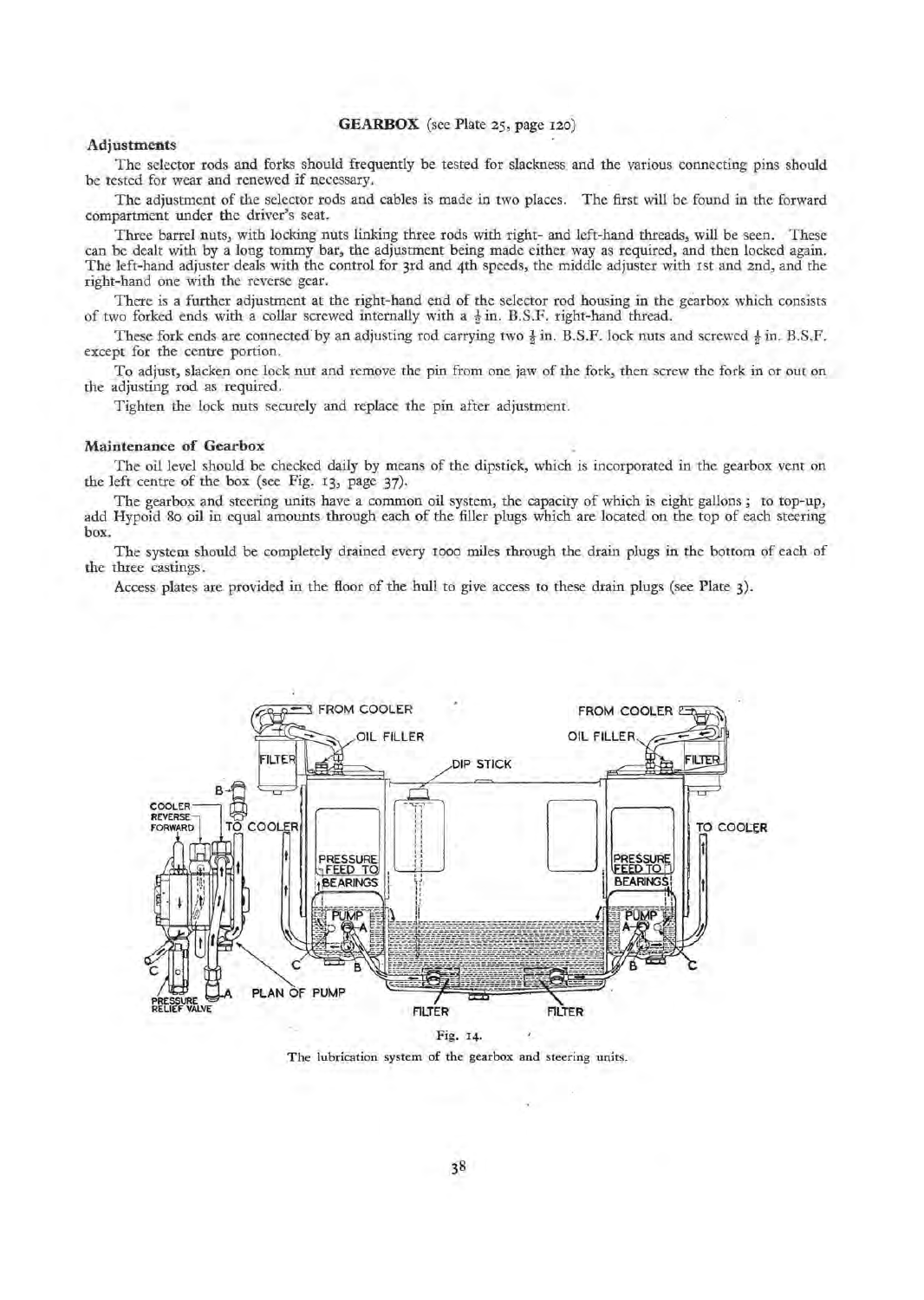## GEARBOX (see Plate 25, page 120)

### Adjustments

The selector rods and forks should frequently be tested for slackness and the various connecting pins should be tested for wear and renewed if necessary.

The adjustment of the selector rods and cables is made in two places. The first will be found in the forward compartment under the driver's seat.

Three barrel nuts, with locking nuts linking three rods with right- and left-hand threads, will be seen. These can be dealt with by a long tommy bar, the adjustment being made either way as required, and then locked again. The left-hand adjuster deals with the control for 3rd and 4th speeds, the middle adjuster with 1st and 2nd, and the right-hand one with the reverse gear.

There is a further adjustment at the right-hand end of the selector rod housing in the gearbox which consists of two forked ends with a collar screwed internally with a ½ in. B.S.F. right-hand thread.

These fork ends are connected by an adjusting rod carrying two ½ in. B.S.F. lock nuts and screwed ½ in. B.S.F. except for the centre portion.

To adjust, slacken one lock nut and remove the pin from one jaw of the fork, then screw the fork in or out on the adjusting rod as required.

Tighten the lock nuts securely and replace the pin after adjustment.

### Maintenance of Gearbox

The oil level should be checked daily by means of the dipstick, which is incorporated in the gearbox vent on the left centre of the box (see Fig. 13, page 37).

The gearbox and steering units have a common oil system, the capacity of which is eight gallons; to top-up, add Hypoid 80 oil in equal amounts through each of the filler plugs which are located on the top of each steering box.

The system should be completely drained every 1000 miles through the drain plugs in the bottom of each of the three castings.

Access plates are provided in the floor of the hull to give access to these drain plugs (see Plate 3).

FROM COOLER
OIL FILLER
FILTER
DIP STICK
FROM COOLER
OIL FILLER
FILTER
B
COOLER
REVERSE
FORWARD
TO COOLER
TO COOLER
PRESSURE FEED TO BEARINGS
PRESSURE FEED TO BEARINGS
PUMP
A
PUMP
A
C
B
B
C
C
A
PRESSURE RELIEF VALVE
PLAN OF PUMP
FILTER
FILTER

Fig. 14.

The lubrication system of the gearbox and steering units.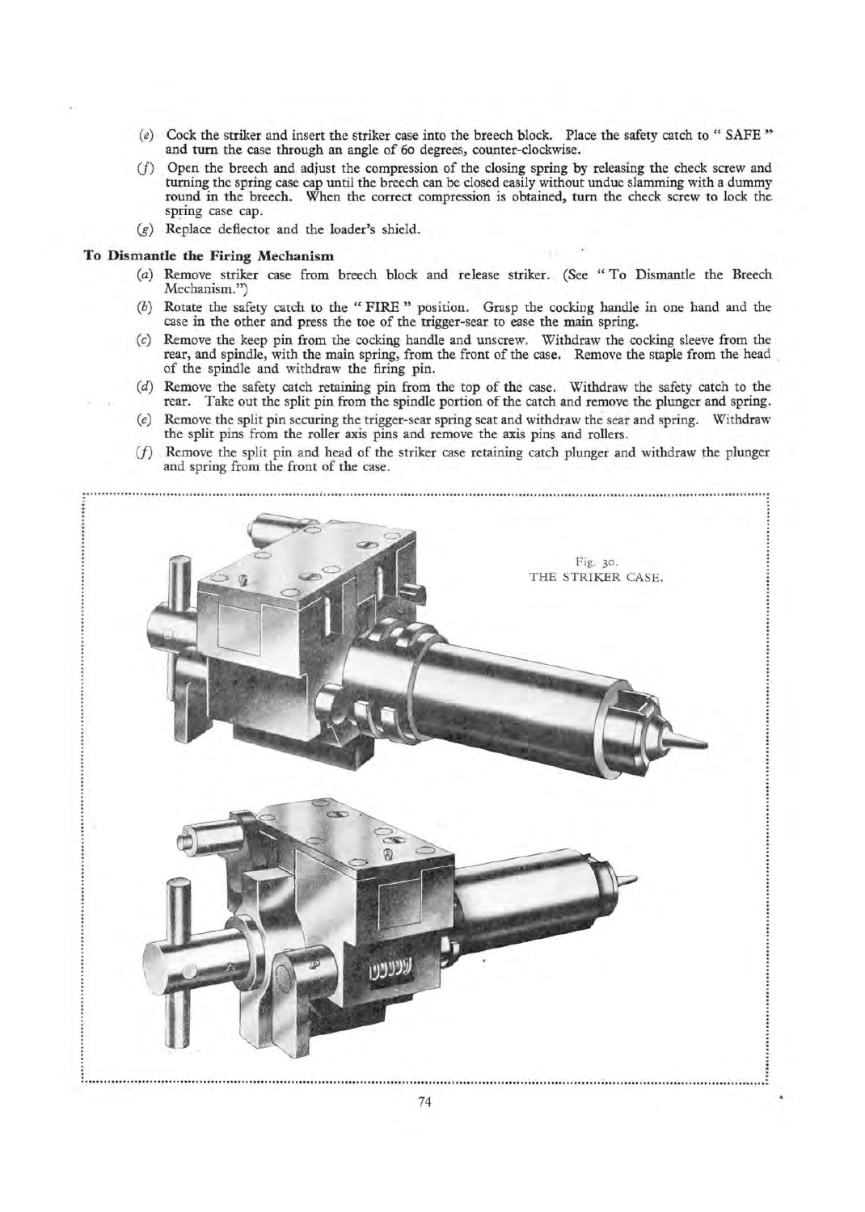(*e*) Cock the striker and insert the striker case into the breech block. Place the safety catch to " SAFE " and turn the case through an angle of 60 degrees, counter-clockwise.

(*f*) Open the breech and adjust the compression of the closing spring by releasing the check screw and turning the spring case cap until the breech can be closed easily without undue slamming with a dummy round in the breech. When the correct compression is obtained, turn the check screw to lock the spring case cap.

(*g*) Replace deflector and the loader's shield.

**To Dismantle the Firing Mechanism**

(*a*) Remove striker case from breech block and release striker. (See " To Dismantle the Breech Mechanism.")

(*b*) Rotate the safety catch to the " FIRE " position. Grasp the cocking handle in one hand and the case in the other and press the toe of the trigger-sear to ease the main spring.

(*c*) Remove the keep pin from the cocking handle and unscrew. Withdraw the cocking sleeve from the rear, and spindle, with the main spring, from the front of the case. Remove the staple from the head of the spindle and withdraw the firing pin.

(*d*) Remove the safety catch retaining pin from the top of the case. Withdraw the safety catch to the rear. Take out the split pin from the spindle portion of the catch and remove the plunger and spring.

(*e*) Remove the split pin securing the trigger-sear spring seat and withdraw the sear and spring. Withdraw the split pins from the roller axis pins and remove the axis pins and rollers.

(*f*) Remove the split pin and head of the striker case retaining catch plunger and withdraw the plunger and spring from the front of the case.

Fig. 30.
THE STRIKER CASE.